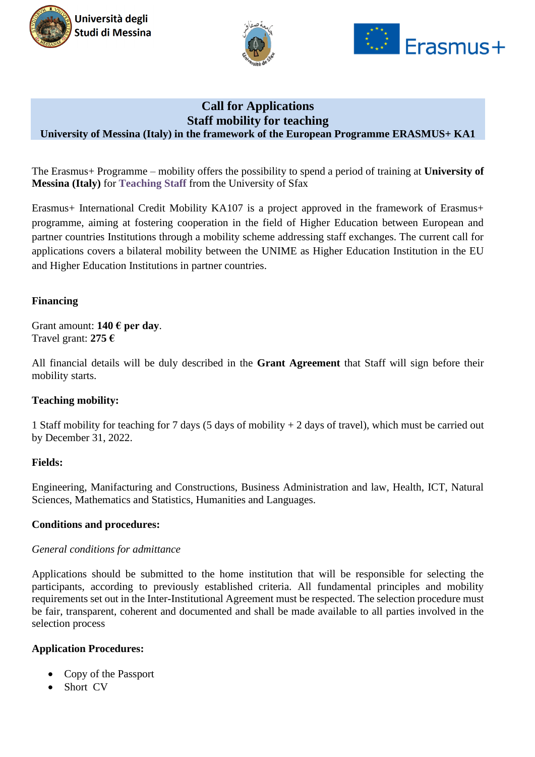Università degli Studi di Messina

# Call for Applications
## Staff mobility for teaching
### University of Messina (Italy) in the framework of the European Programme ERASMUS+ KA1

The Erasmus+ Programme – mobility offers the possibility to spend a period of training at **University of Messina (Italy)** for **Teaching Staff** from the University of Sfax

Erasmus+ International Credit Mobility KA107 is a project approved in the framework of Erasmus+ programme, aiming at fostering cooperation in the field of Higher Education between European and partner countries Institutions through a mobility scheme addressing staff exchanges. The current call for applications covers a bilateral mobility between the UNIME as Higher Education Institution in the EU and Higher Education Institutions in partner countries.

**Financing**

Grant amount: **140 € per day**.
Travel grant: **275 €**

All financial details will be duly described in the **Grant Agreement** that Staff will sign before their mobility starts.

**Teaching mobility:**

1 Staff mobility for teaching for 7 days (5 days of mobility + 2 days of travel), which must be carried out by December 31, 2022.

**Fields:**

Engineering, Manifacturing and Constructions, Business Administration and law, Health, ICT, Natural Sciences, Mathematics and Statistics, Humanities and Languages.

**Conditions and procedures:**

*General conditions for admittance*

Applications should be submitted to the home institution that will be responsible for selecting the participants, according to previously established criteria. All fundamental principles and mobility requirements set out in the Inter-Institutional Agreement must be respected. The selection procedure must be fair, transparent, coherent and documented and shall be made available to all parties involved in the selection process

**Application Procedures:**

- Copy of the Passport
- Short CV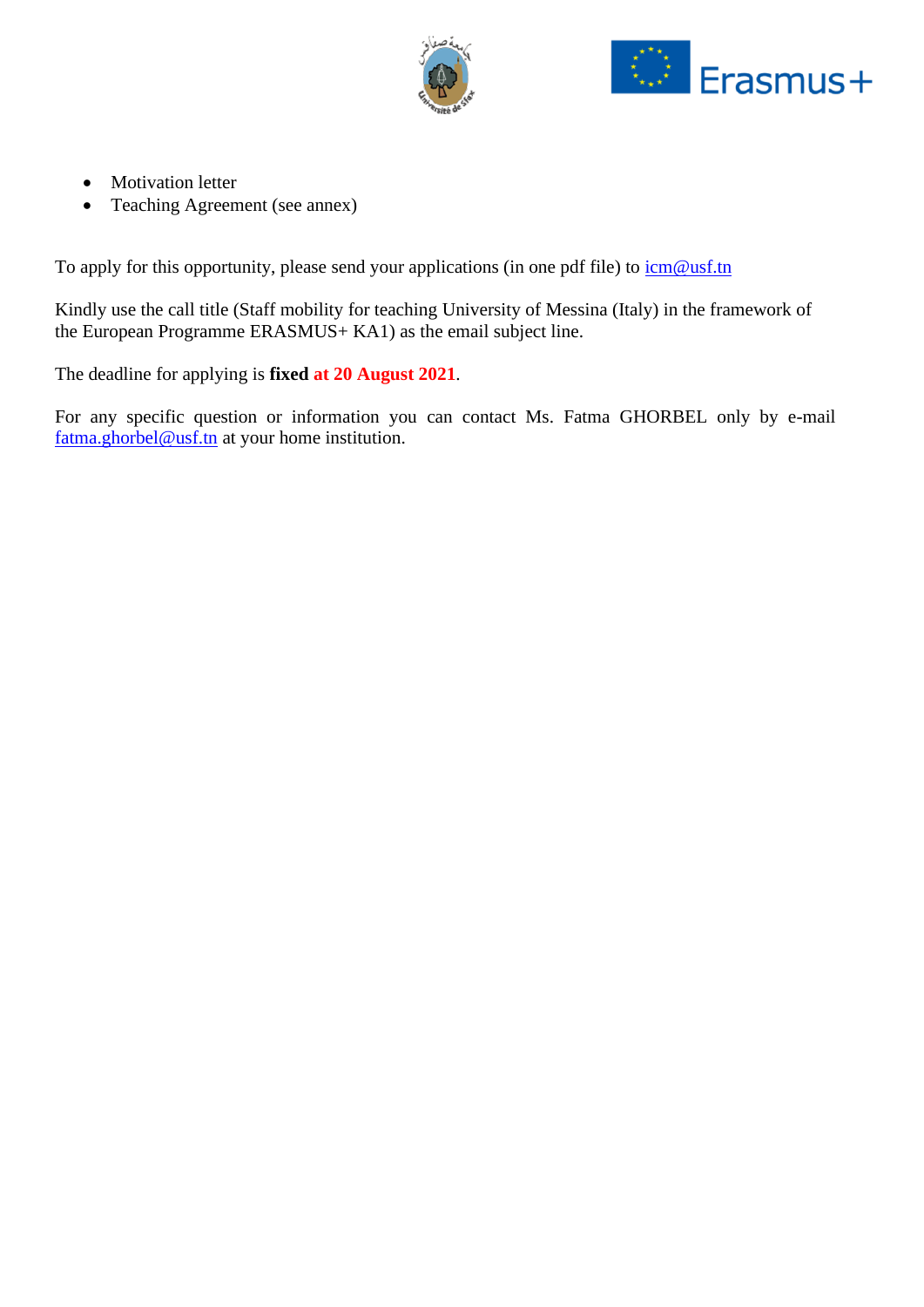- Motivation letter
- Teaching Agreement (see annex)

To apply for this opportunity, please send your applications (in one pdf file) to icm@usf.tn

Kindly use the call title (Staff mobility for teaching University of Messina (Italy) in the framework of the European Programme ERASMUS+ KA1) as the email subject line.

The deadline for applying is **fixed at 20 August 2021**.

For any specific question or information you can contact Ms. Fatma GHORBEL only by e-mail fatma.ghorbel@usf.tn at your home institution.